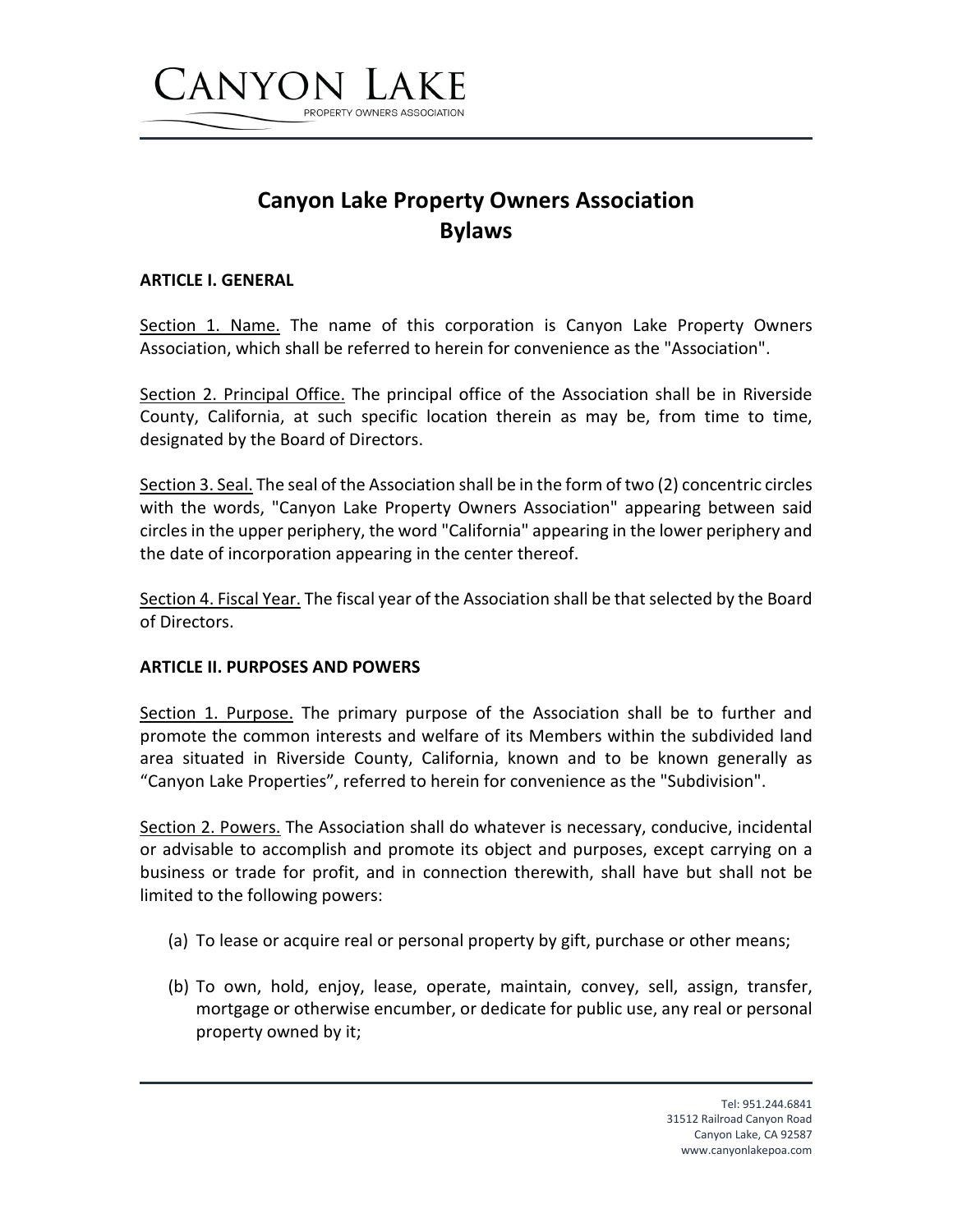# Canyon Lake Property Owners Association
# Bylaws

## ARTICLE I. GENERAL

Section 1. Name. The name of this corporation is Canyon Lake Property Owners Association, which shall be referred to herein for convenience as the "Association".

Section 2. Principal Office. The principal office of the Association shall be in Riverside County, California, at such specific location therein as may be, from time to time, designated by the Board of Directors.

Section 3. Seal. The seal of the Association shall be in the form of two (2) concentric circles with the words, "Canyon Lake Property Owners Association" appearing between said circles in the upper periphery, the word "California" appearing in the lower periphery and the date of incorporation appearing in the center thereof.

Section 4. Fiscal Year. The fiscal year of the Association shall be that selected by the Board of Directors.

## ARTICLE II. PURPOSES AND POWERS

Section 1. Purpose. The primary purpose of the Association shall be to further and promote the common interests and welfare of its Members within the subdivided land area situated in Riverside County, California, known and to be known generally as "Canyon Lake Properties", referred to herein for convenience as the "Subdivision".

Section 2. Powers. The Association shall do whatever is necessary, conducive, incidental or advisable to accomplish and promote its object and purposes, except carrying on a business or trade for profit, and in connection therewith, shall have but shall not be limited to the following powers:

(a) To lease or acquire real or personal property by gift, purchase or other means;

(b) To own, hold, enjoy, lease, operate, maintain, convey, sell, assign, transfer, mortgage or otherwise encumber, or dedicate for public use, any real or personal property owned by it;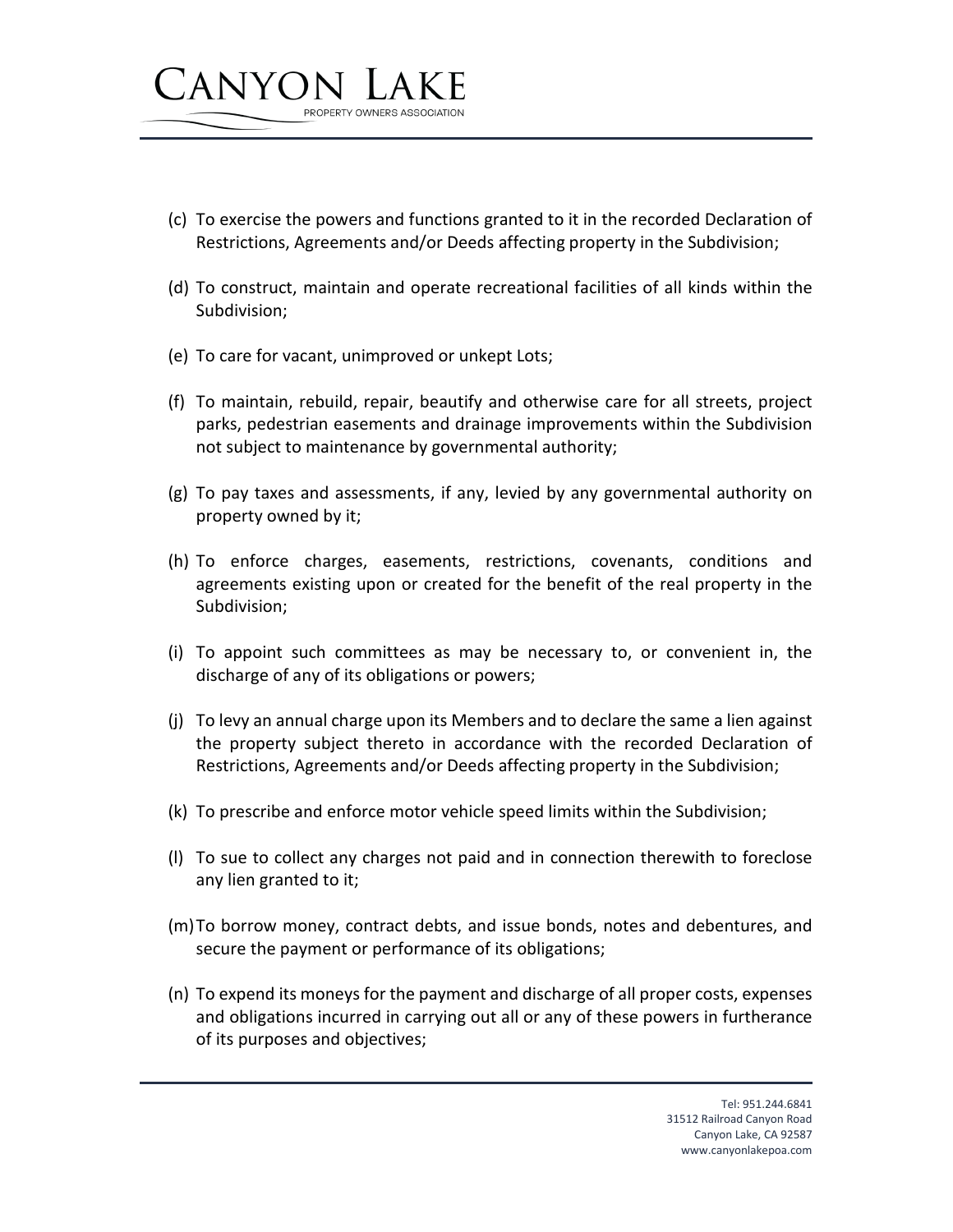(c) To exercise the powers and functions granted to it in the recorded Declaration of Restrictions, Agreements and/or Deeds affecting property in the Subdivision;

(d) To construct, maintain and operate recreational facilities of all kinds within the Subdivision;

(e) To care for vacant, unimproved or unkept Lots;

(f) To maintain, rebuild, repair, beautify and otherwise care for all streets, project parks, pedestrian easements and drainage improvements within the Subdivision not subject to maintenance by governmental authority;

(g) To pay taxes and assessments, if any, levied by any governmental authority on property owned by it;

(h) To enforce charges, easements, restrictions, covenants, conditions and agreements existing upon or created for the benefit of the real property in the Subdivision;

(i) To appoint such committees as may be necessary to, or convenient in, the discharge of any of its obligations or powers;

(j) To levy an annual charge upon its Members and to declare the same a lien against the property subject thereto in accordance with the recorded Declaration of Restrictions, Agreements and/or Deeds affecting property in the Subdivision;

(k) To prescribe and enforce motor vehicle speed limits within the Subdivision;

(l) To sue to collect any charges not paid and in connection therewith to foreclose any lien granted to it;

(m) To borrow money, contract debts, and issue bonds, notes and debentures, and secure the payment or performance of its obligations;

(n) To expend its moneys for the payment and discharge of all proper costs, expenses and obligations incurred in carrying out all or any of these powers in furtherance of its purposes and objectives;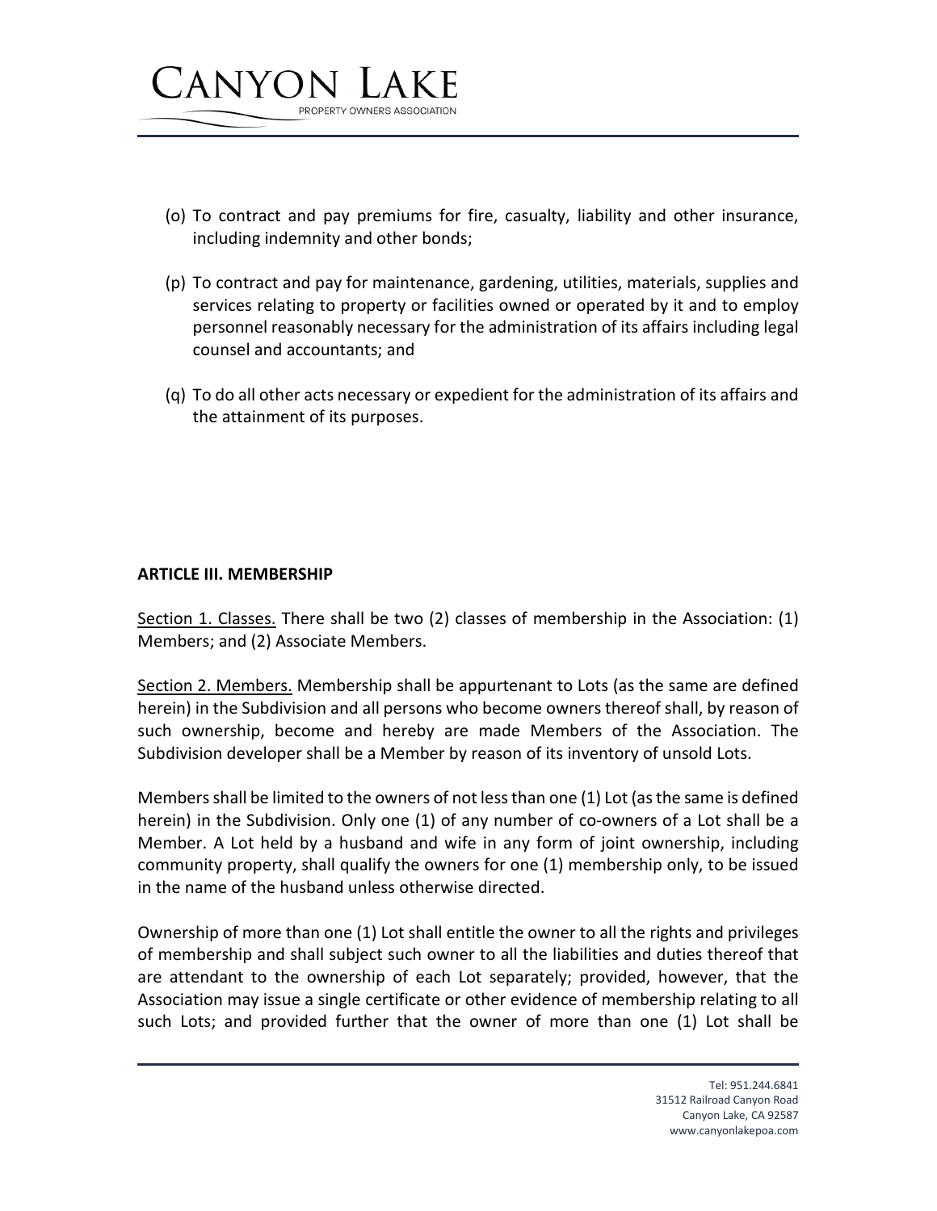(o) To contract and pay premiums for fire, casualty, liability and other insurance, including indemnity and other bonds;

(p) To contract and pay for maintenance, gardening, utilities, materials, supplies and services relating to property or facilities owned or operated by it and to employ personnel reasonably necessary for the administration of its affairs including legal counsel and accountants; and

(q) To do all other acts necessary or expedient for the administration of its affairs and the attainment of its purposes.

**ARTICLE III. MEMBERSHIP**

<u>Section 1. Classes.</u> There shall be two (2) classes of membership in the Association: (1) Members; and (2) Associate Members.

<u>Section 2. Members.</u> Membership shall be appurtenant to Lots (as the same are defined herein) in the Subdivision and all persons who become owners thereof shall, by reason of such ownership, become and hereby are made Members of the Association. The Subdivision developer shall be a Member by reason of its inventory of unsold Lots.

Members shall be limited to the owners of not less than one (1) Lot (as the same is defined herein) in the Subdivision. Only one (1) of any number of co-owners of a Lot shall be a Member. A Lot held by a husband and wife in any form of joint ownership, including community property, shall qualify the owners for one (1) membership only, to be issued in the name of the husband unless otherwise directed.

Ownership of more than one (1) Lot shall entitle the owner to all the rights and privileges of membership and shall subject such owner to all the liabilities and duties thereof that are attendant to the ownership of each Lot separately; provided, however, that the Association may issue a single certificate or other evidence of membership relating to all such Lots; and provided further that the owner of more than one (1) Lot shall be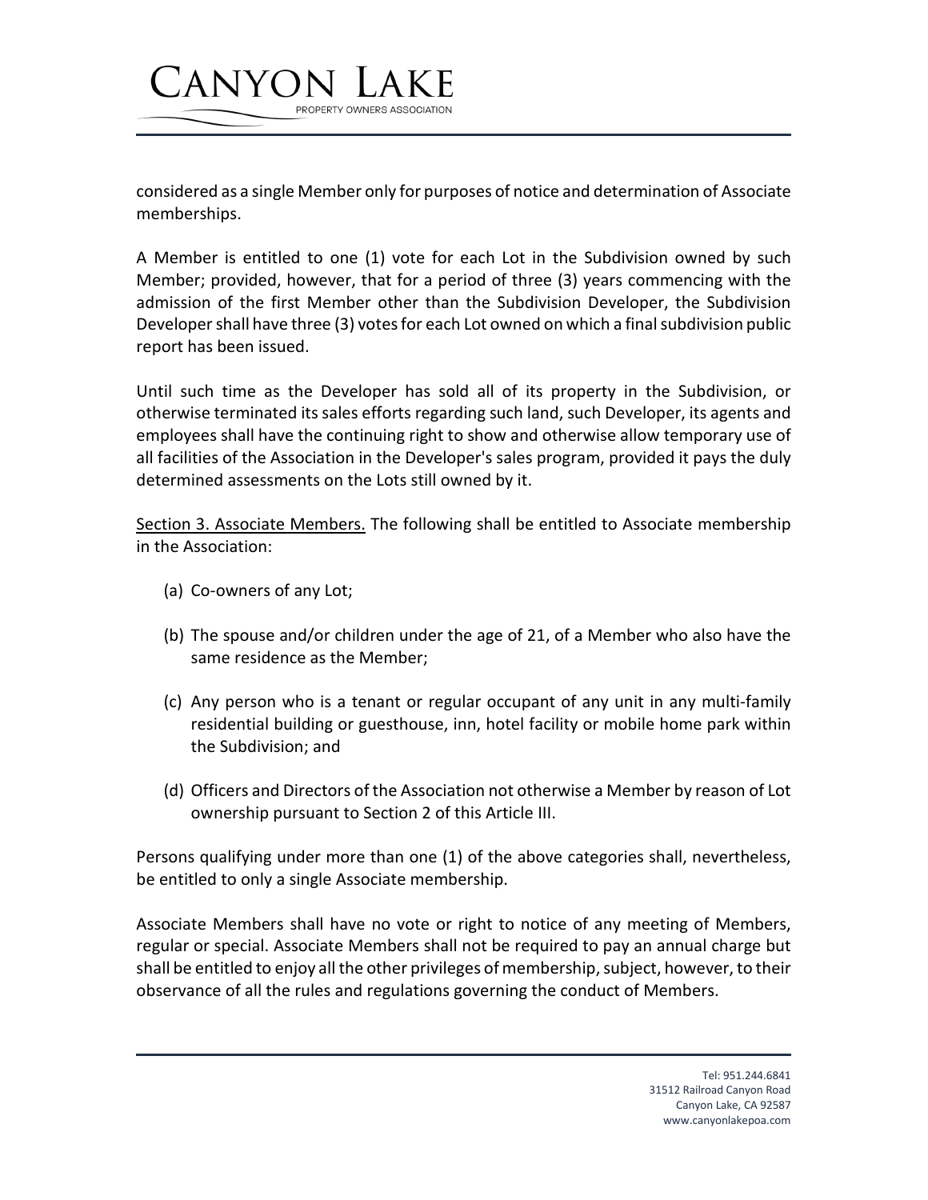considered as a single Member only for purposes of notice and determination of Associate memberships.

A Member is entitled to one (1) vote for each Lot in the Subdivision owned by such Member; provided, however, that for a period of three (3) years commencing with the admission of the first Member other than the Subdivision Developer, the Subdivision Developer shall have three (3) votes for each Lot owned on which a final subdivision public report has been issued.

Until such time as the Developer has sold all of its property in the Subdivision, or otherwise terminated its sales efforts regarding such land, such Developer, its agents and employees shall have the continuing right to show and otherwise allow temporary use of all facilities of the Association in the Developer's sales program, provided it pays the duly determined assessments on the Lots still owned by it.

Section 3. Associate Members. The following shall be entitled to Associate membership in the Association:

(a) Co-owners of any Lot;

(b) The spouse and/or children under the age of 21, of a Member who also have the same residence as the Member;

(c) Any person who is a tenant or regular occupant of any unit in any multi-family residential building or guesthouse, inn, hotel facility or mobile home park within the Subdivision; and

(d) Officers and Directors of the Association not otherwise a Member by reason of Lot ownership pursuant to Section 2 of this Article III.

Persons qualifying under more than one (1) of the above categories shall, nevertheless, be entitled to only a single Associate membership.

Associate Members shall have no vote or right to notice of any meeting of Members, regular or special. Associate Members shall not be required to pay an annual charge but shall be entitled to enjoy all the other privileges of membership, subject, however, to their observance of all the rules and regulations governing the conduct of Members.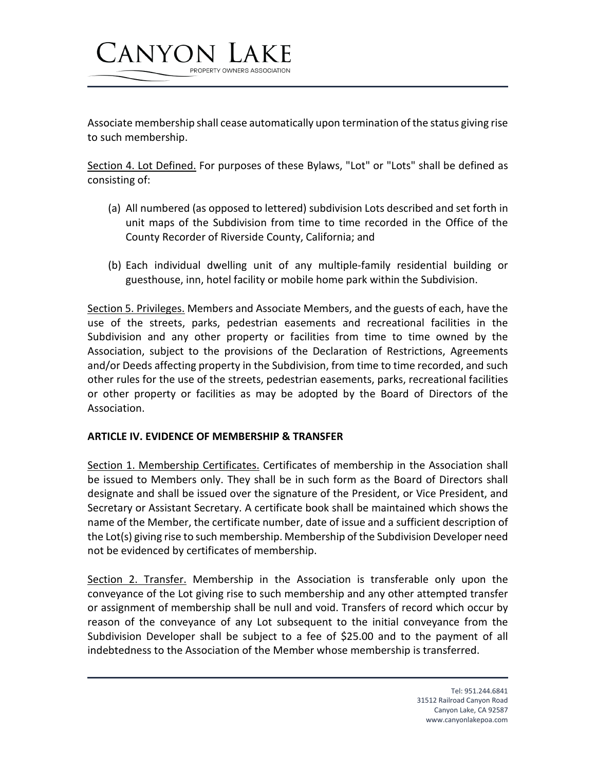Associate membership shall cease automatically upon termination of the status giving rise to such membership.

Section 4. Lot Defined. For purposes of these Bylaws, "Lot" or "Lots" shall be defined as consisting of:

(a) All numbered (as opposed to lettered) subdivision Lots described and set forth in unit maps of the Subdivision from time to time recorded in the Office of the County Recorder of Riverside County, California; and

(b) Each individual dwelling unit of any multiple-family residential building or guesthouse, inn, hotel facility or mobile home park within the Subdivision.

Section 5. Privileges. Members and Associate Members, and the guests of each, have the use of the streets, parks, pedestrian easements and recreational facilities in the Subdivision and any other property or facilities from time to time owned by the Association, subject to the provisions of the Declaration of Restrictions, Agreements and/or Deeds affecting property in the Subdivision, from time to time recorded, and such other rules for the use of the streets, pedestrian easements, parks, recreational facilities or other property or facilities as may be adopted by the Board of Directors of the Association.

**ARTICLE IV. EVIDENCE OF MEMBERSHIP & TRANSFER**

Section 1. Membership Certificates. Certificates of membership in the Association shall be issued to Members only. They shall be in such form as the Board of Directors shall designate and shall be issued over the signature of the President, or Vice President, and Secretary or Assistant Secretary. A certificate book shall be maintained which shows the name of the Member, the certificate number, date of issue and a sufficient description of the Lot(s) giving rise to such membership. Membership of the Subdivision Developer need not be evidenced by certificates of membership.

Section 2. Transfer. Membership in the Association is transferable only upon the conveyance of the Lot giving rise to such membership and any other attempted transfer or assignment of membership shall be null and void. Transfers of record which occur by reason of the conveyance of any Lot subsequent to the initial conveyance from the Subdivision Developer shall be subject to a fee of $25.00 and to the payment of all indebtedness to the Association of the Member whose membership is transferred.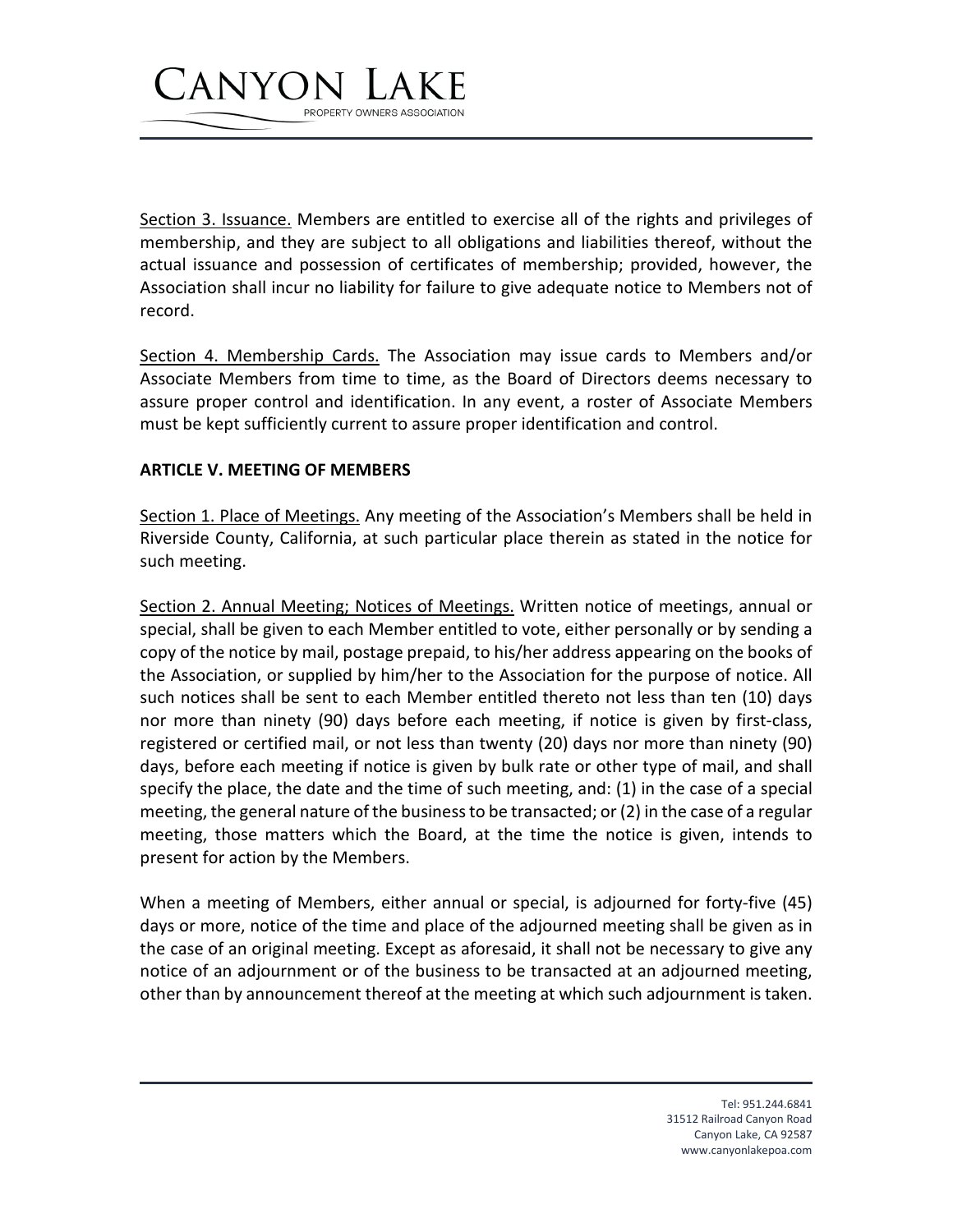Section 3. Issuance. Members are entitled to exercise all of the rights and privileges of membership, and they are subject to all obligations and liabilities thereof, without the actual issuance and possession of certificates of membership; provided, however, the Association shall incur no liability for failure to give adequate notice to Members not of record.

Section 4. Membership Cards. The Association may issue cards to Members and/or Associate Members from time to time, as the Board of Directors deems necessary to assure proper control and identification. In any event, a roster of Associate Members must be kept sufficiently current to assure proper identification and control.

**ARTICLE V. MEETING OF MEMBERS**

Section 1. Place of Meetings. Any meeting of the Association's Members shall be held in Riverside County, California, at such particular place therein as stated in the notice for such meeting.

Section 2. Annual Meeting; Notices of Meetings. Written notice of meetings, annual or special, shall be given to each Member entitled to vote, either personally or by sending a copy of the notice by mail, postage prepaid, to his/her address appearing on the books of the Association, or supplied by him/her to the Association for the purpose of notice. All such notices shall be sent to each Member entitled thereto not less than ten (10) days nor more than ninety (90) days before each meeting, if notice is given by first-class, registered or certified mail, or not less than twenty (20) days nor more than ninety (90) days, before each meeting if notice is given by bulk rate or other type of mail, and shall specify the place, the date and the time of such meeting, and: (1) in the case of a special meeting, the general nature of the business to be transacted; or (2) in the case of a regular meeting, those matters which the Board, at the time the notice is given, intends to present for action by the Members.

When a meeting of Members, either annual or special, is adjourned for forty-five (45) days or more, notice of the time and place of the adjourned meeting shall be given as in the case of an original meeting. Except as aforesaid, it shall not be necessary to give any notice of an adjournment or of the business to be transacted at an adjourned meeting, other than by announcement thereof at the meeting at which such adjournment is taken.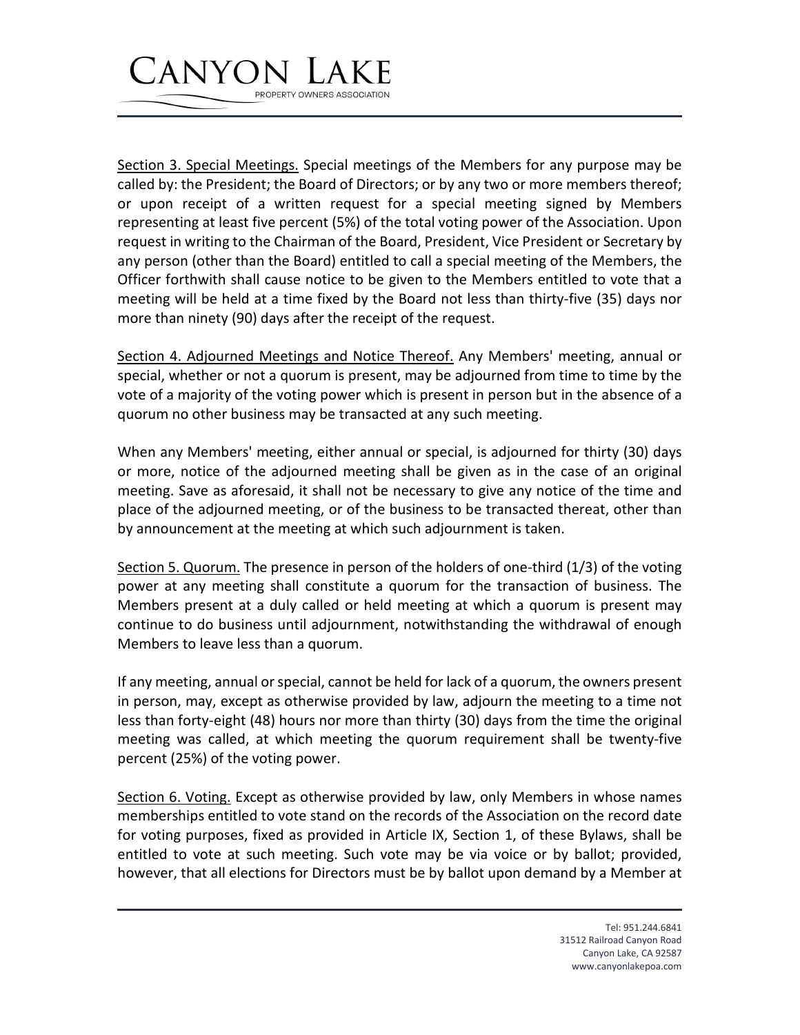<u>Section 3. Special Meetings.</u> Special meetings of the Members for any purpose may be called by: the President; the Board of Directors; or by any two or more members thereof; or upon receipt of a written request for a special meeting signed by Members representing at least five percent (5%) of the total voting power of the Association. Upon request in writing to the Chairman of the Board, President, Vice President or Secretary by any person (other than the Board) entitled to call a special meeting of the Members, the Officer forthwith shall cause notice to be given to the Members entitled to vote that a meeting will be held at a time fixed by the Board not less than thirty-five (35) days nor more than ninety (90) days after the receipt of the request.

<u>Section 4. Adjourned Meetings and Notice Thereof.</u> Any Members' meeting, annual or special, whether or not a quorum is present, may be adjourned from time to time by the vote of a majority of the voting power which is present in person but in the absence of a quorum no other business may be transacted at any such meeting.

When any Members' meeting, either annual or special, is adjourned for thirty (30) days or more, notice of the adjourned meeting shall be given as in the case of an original meeting. Save as aforesaid, it shall not be necessary to give any notice of the time and place of the adjourned meeting, or of the business to be transacted thereat, other than by announcement at the meeting at which such adjournment is taken.

<u>Section 5. Quorum.</u> The presence in person of the holders of one-third (1/3) of the voting power at any meeting shall constitute a quorum for the transaction of business. The Members present at a duly called or held meeting at which a quorum is present may continue to do business until adjournment, notwithstanding the withdrawal of enough Members to leave less than a quorum.

If any meeting, annual or special, cannot be held for lack of a quorum, the owners present in person, may, except as otherwise provided by law, adjourn the meeting to a time not less than forty-eight (48) hours nor more than thirty (30) days from the time the original meeting was called, at which meeting the quorum requirement shall be twenty-five percent (25%) of the voting power.

<u>Section 6. Voting.</u> Except as otherwise provided by law, only Members in whose names memberships entitled to vote stand on the records of the Association on the record date for voting purposes, fixed as provided in Article IX, Section 1, of these Bylaws, shall be entitled to vote at such meeting. Such vote may be via voice or by ballot; provided, however, that all elections for Directors must be by ballot upon demand by a Member at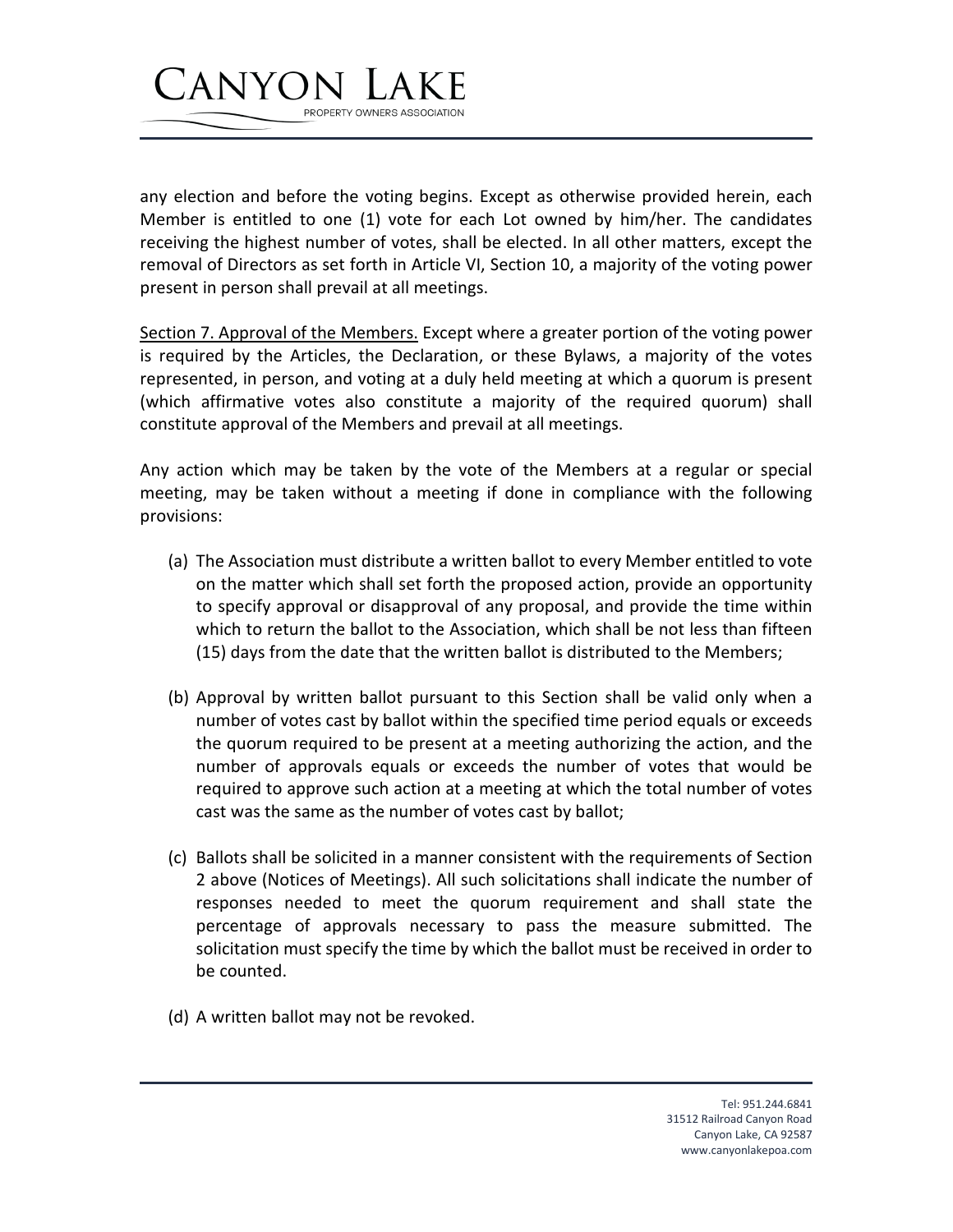any election and before the voting begins. Except as otherwise provided herein, each Member is entitled to one (1) vote for each Lot owned by him/her. The candidates receiving the highest number of votes, shall be elected. In all other matters, except the removal of Directors as set forth in Article VI, Section 10, a majority of the voting power present in person shall prevail at all meetings.

Section 7. Approval of the Members. Except where a greater portion of the voting power is required by the Articles, the Declaration, or these Bylaws, a majority of the votes represented, in person, and voting at a duly held meeting at which a quorum is present (which affirmative votes also constitute a majority of the required quorum) shall constitute approval of the Members and prevail at all meetings.

Any action which may be taken by the vote of the Members at a regular or special meeting, may be taken without a meeting if done in compliance with the following provisions:

(a) The Association must distribute a written ballot to every Member entitled to vote on the matter which shall set forth the proposed action, provide an opportunity to specify approval or disapproval of any proposal, and provide the time within which to return the ballot to the Association, which shall be not less than fifteen (15) days from the date that the written ballot is distributed to the Members;

(b) Approval by written ballot pursuant to this Section shall be valid only when a number of votes cast by ballot within the specified time period equals or exceeds the quorum required to be present at a meeting authorizing the action, and the number of approvals equals or exceeds the number of votes that would be required to approve such action at a meeting at which the total number of votes cast was the same as the number of votes cast by ballot;

(c) Ballots shall be solicited in a manner consistent with the requirements of Section 2 above (Notices of Meetings). All such solicitations shall indicate the number of responses needed to meet the quorum requirement and shall state the percentage of approvals necessary to pass the measure submitted. The solicitation must specify the time by which the ballot must be received in order to be counted.

(d) A written ballot may not be revoked.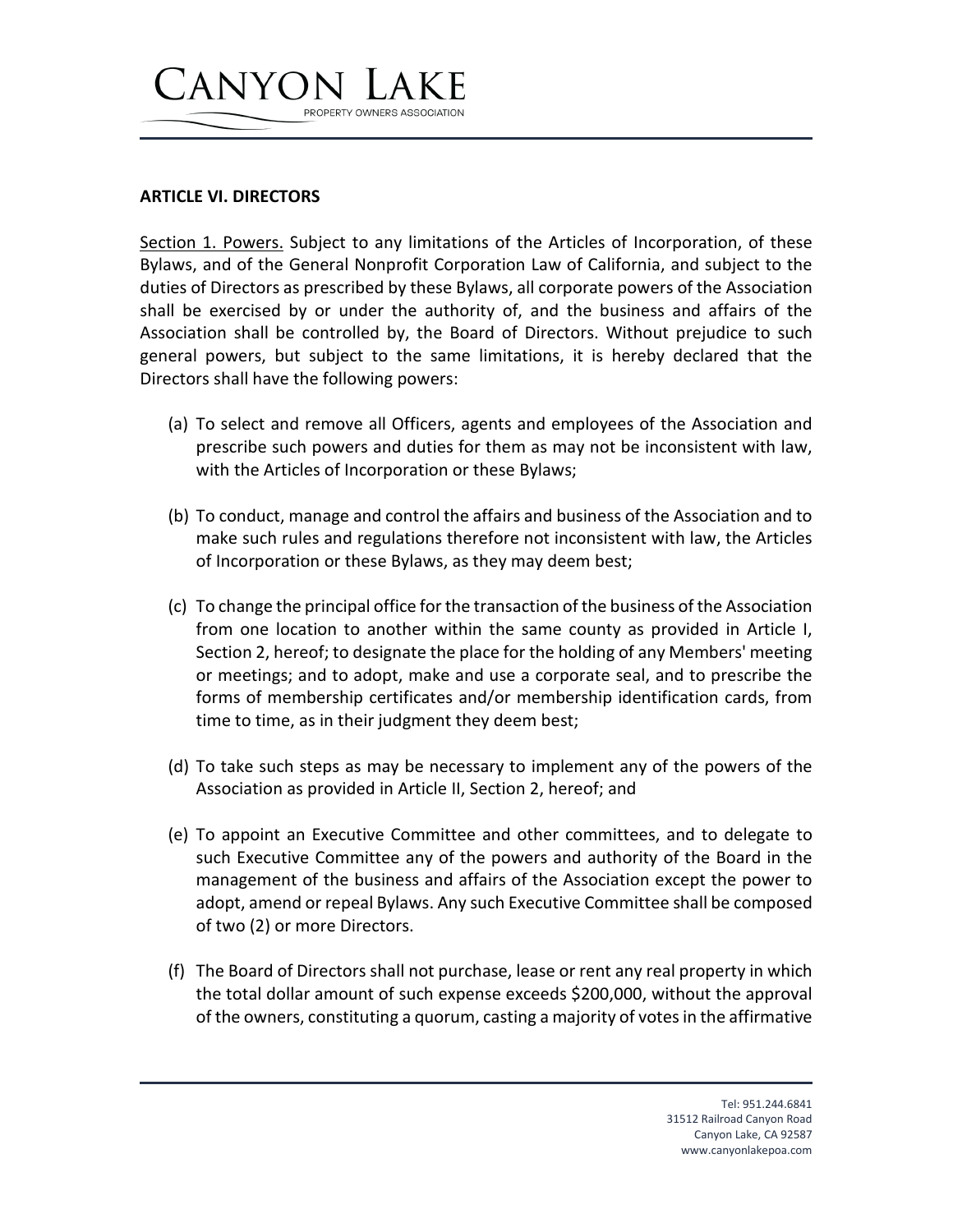## ARTICLE VI. DIRECTORS

Section 1. Powers. Subject to any limitations of the Articles of Incorporation, of these Bylaws, and of the General Nonprofit Corporation Law of California, and subject to the duties of Directors as prescribed by these Bylaws, all corporate powers of the Association shall be exercised by or under the authority of, and the business and affairs of the Association shall be controlled by, the Board of Directors. Without prejudice to such general powers, but subject to the same limitations, it is hereby declared that the Directors shall have the following powers:

(a) To select and remove all Officers, agents and employees of the Association and prescribe such powers and duties for them as may not be inconsistent with law, with the Articles of Incorporation or these Bylaws;

(b) To conduct, manage and control the affairs and business of the Association and to make such rules and regulations therefore not inconsistent with law, the Articles of Incorporation or these Bylaws, as they may deem best;

(c) To change the principal office for the transaction of the business of the Association from one location to another within the same county as provided in Article I, Section 2, hereof; to designate the place for the holding of any Members' meeting or meetings; and to adopt, make and use a corporate seal, and to prescribe the forms of membership certificates and/or membership identification cards, from time to time, as in their judgment they deem best;

(d) To take such steps as may be necessary to implement any of the powers of the Association as provided in Article II, Section 2, hereof; and

(e) To appoint an Executive Committee and other committees, and to delegate to such Executive Committee any of the powers and authority of the Board in the management of the business and affairs of the Association except the power to adopt, amend or repeal Bylaws. Any such Executive Committee shall be composed of two (2) or more Directors.

(f) The Board of Directors shall not purchase, lease or rent any real property in which the total dollar amount of such expense exceeds $200,000, without the approval of the owners, constituting a quorum, casting a majority of votes in the affirmative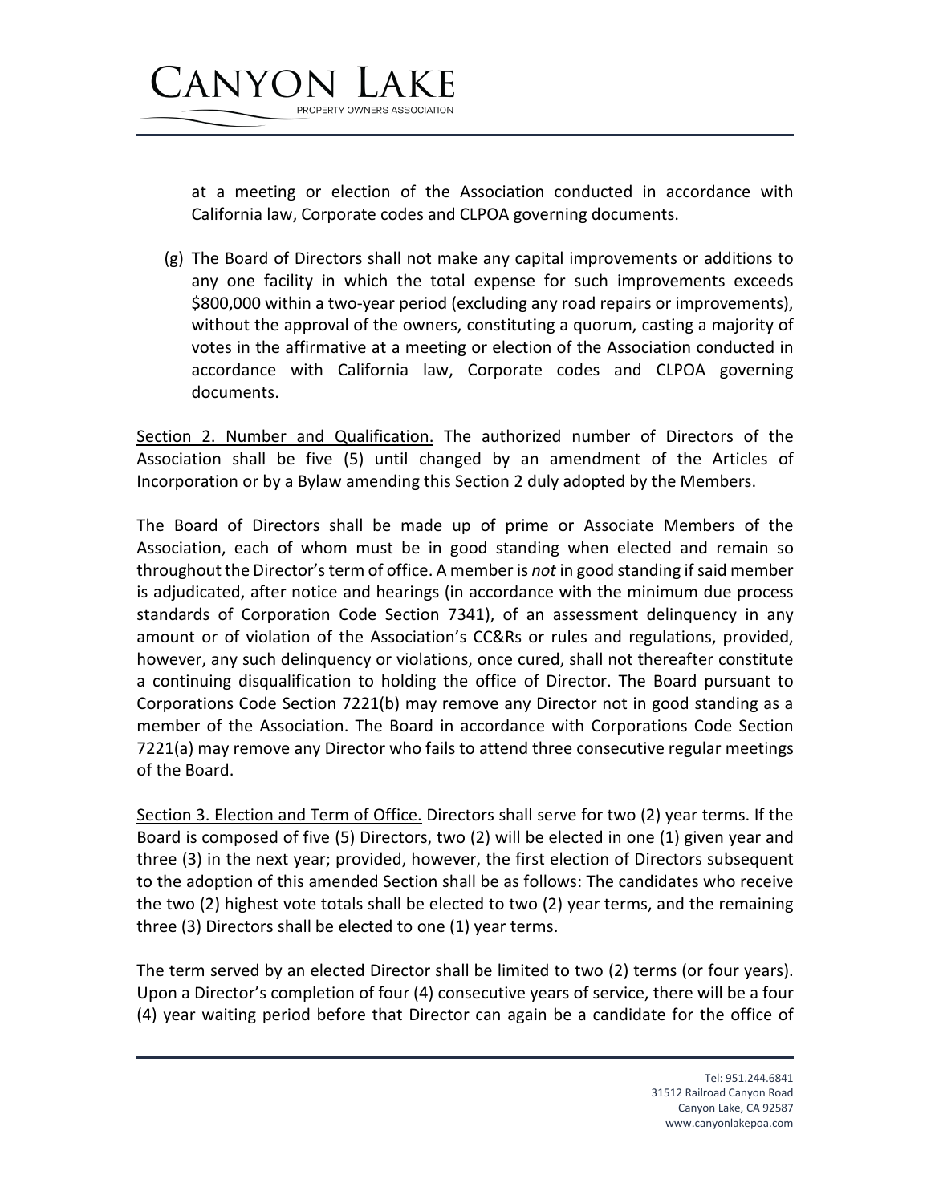at a meeting or election of the Association conducted in accordance with California law, Corporate codes and CLPOA governing documents.

(g) The Board of Directors shall not make any capital improvements or additions to any one facility in which the total expense for such improvements exceeds $800,000 within a two-year period (excluding any road repairs or improvements), without the approval of the owners, constituting a quorum, casting a majority of votes in the affirmative at a meeting or election of the Association conducted in accordance with California law, Corporate codes and CLPOA governing documents.

<u>Section 2. Number and Qualification.</u> The authorized number of Directors of the Association shall be five (5) until changed by an amendment of the Articles of Incorporation or by a Bylaw amending this Section 2 duly adopted by the Members.

The Board of Directors shall be made up of prime or Associate Members of the Association, each of whom must be in good standing when elected and remain so throughout the Director's term of office. A member is *not* in good standing if said member is adjudicated, after notice and hearings (in accordance with the minimum due process standards of Corporation Code Section 7341), of an assessment delinquency in any amount or of violation of the Association's CC&Rs or rules and regulations, provided, however, any such delinquency or violations, once cured, shall not thereafter constitute a continuing disqualification to holding the office of Director. The Board pursuant to Corporations Code Section 7221(b) may remove any Director not in good standing as a member of the Association. The Board in accordance with Corporations Code Section 7221(a) may remove any Director who fails to attend three consecutive regular meetings of the Board.

<u>Section 3. Election and Term of Office.</u> Directors shall serve for two (2) year terms. If the Board is composed of five (5) Directors, two (2) will be elected in one (1) given year and three (3) in the next year; provided, however, the first election of Directors subsequent to the adoption of this amended Section shall be as follows: The candidates who receive the two (2) highest vote totals shall be elected to two (2) year terms, and the remaining three (3) Directors shall be elected to one (1) year terms.

The term served by an elected Director shall be limited to two (2) terms (or four years). Upon a Director's completion of four (4) consecutive years of service, there will be a four (4) year waiting period before that Director can again be a candidate for the office of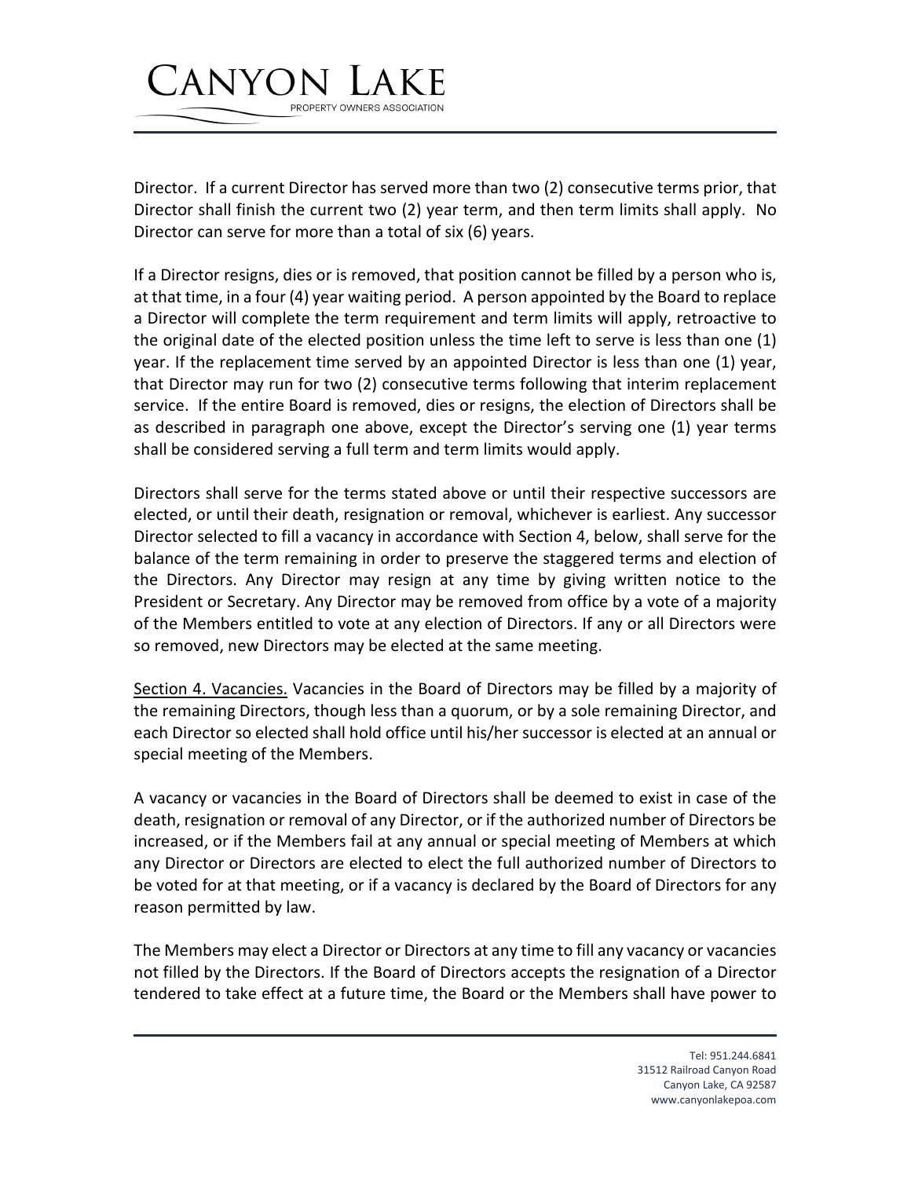Director. If a current Director has served more than two (2) consecutive terms prior, that Director shall finish the current two (2) year term, and then term limits shall apply. No Director can serve for more than a total of six (6) years.

If a Director resigns, dies or is removed, that position cannot be filled by a person who is, at that time, in a four (4) year waiting period. A person appointed by the Board to replace a Director will complete the term requirement and term limits will apply, retroactive to the original date of the elected position unless the time left to serve is less than one (1) year. If the replacement time served by an appointed Director is less than one (1) year, that Director may run for two (2) consecutive terms following that interim replacement service. If the entire Board is removed, dies or resigns, the election of Directors shall be as described in paragraph one above, except the Director's serving one (1) year terms shall be considered serving a full term and term limits would apply.

Directors shall serve for the terms stated above or until their respective successors are elected, or until their death, resignation or removal, whichever is earliest. Any successor Director selected to fill a vacancy in accordance with Section 4, below, shall serve for the balance of the term remaining in order to preserve the staggered terms and election of the Directors. Any Director may resign at any time by giving written notice to the President or Secretary. Any Director may be removed from office by a vote of a majority of the Members entitled to vote at any election of Directors. If any or all Directors were so removed, new Directors may be elected at the same meeting.

Section 4. Vacancies. Vacancies in the Board of Directors may be filled by a majority of the remaining Directors, though less than a quorum, or by a sole remaining Director, and each Director so elected shall hold office until his/her successor is elected at an annual or special meeting of the Members.

A vacancy or vacancies in the Board of Directors shall be deemed to exist in case of the death, resignation or removal of any Director, or if the authorized number of Directors be increased, or if the Members fail at any annual or special meeting of Members at which any Director or Directors are elected to elect the full authorized number of Directors to be voted for at that meeting, or if a vacancy is declared by the Board of Directors for any reason permitted by law.

The Members may elect a Director or Directors at any time to fill any vacancy or vacancies not filled by the Directors. If the Board of Directors accepts the resignation of a Director tendered to take effect at a future time, the Board or the Members shall have power to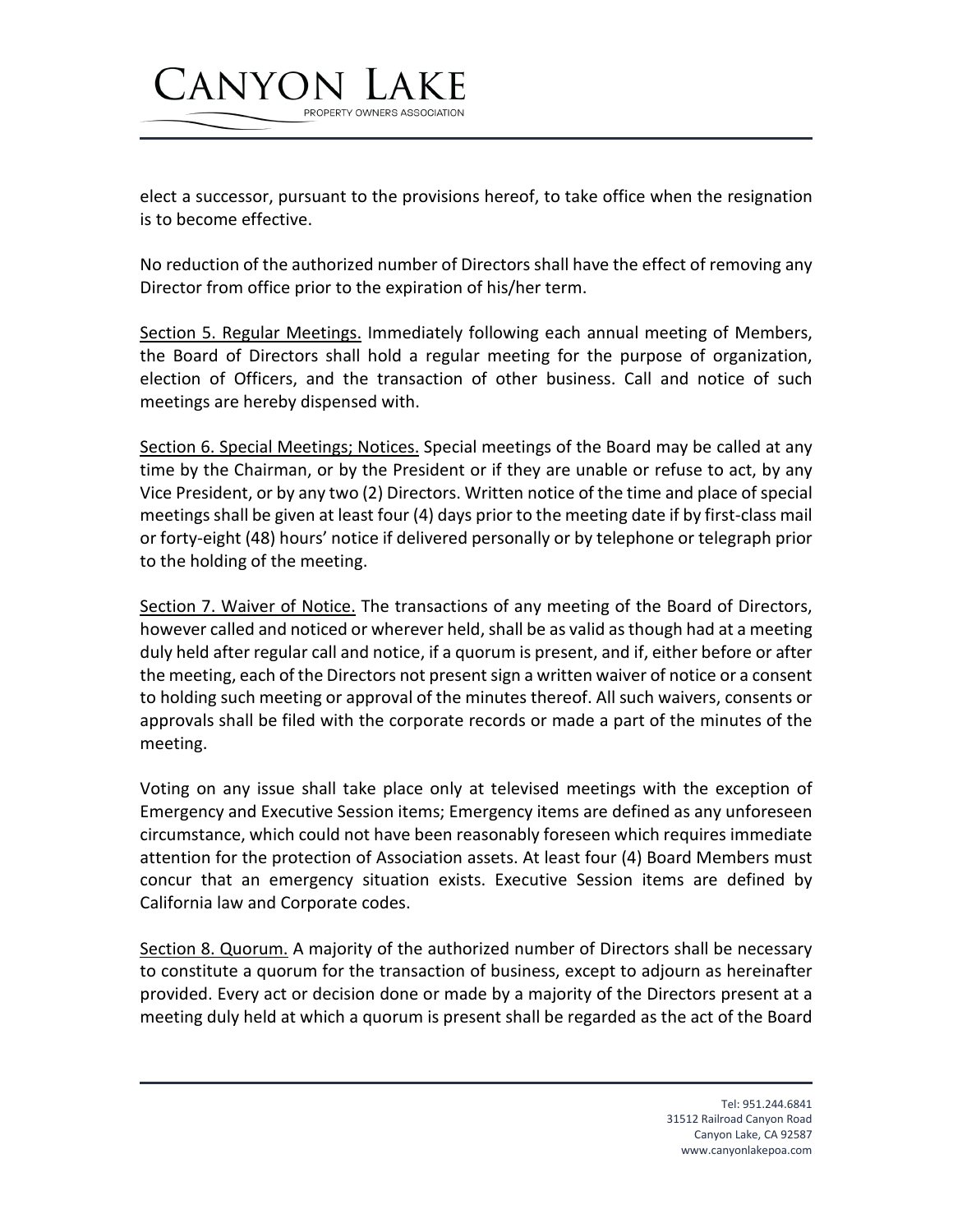elect a successor, pursuant to the provisions hereof, to take office when the resignation is to become effective.

No reduction of the authorized number of Directors shall have the effect of removing any Director from office prior to the expiration of his/her term.

<u>Section 5. Regular Meetings.</u> Immediately following each annual meeting of Members, the Board of Directors shall hold a regular meeting for the purpose of organization, election of Officers, and the transaction of other business. Call and notice of such meetings are hereby dispensed with.

<u>Section 6. Special Meetings; Notices.</u> Special meetings of the Board may be called at any time by the Chairman, or by the President or if they are unable or refuse to act, by any Vice President, or by any two (2) Directors. Written notice of the time and place of special meetings shall be given at least four (4) days prior to the meeting date if by first-class mail or forty-eight (48) hours' notice if delivered personally or by telephone or telegraph prior to the holding of the meeting.

<u>Section 7. Waiver of Notice.</u> The transactions of any meeting of the Board of Directors, however called and noticed or wherever held, shall be as valid as though had at a meeting duly held after regular call and notice, if a quorum is present, and if, either before or after the meeting, each of the Directors not present sign a written waiver of notice or a consent to holding such meeting or approval of the minutes thereof. All such waivers, consents or approvals shall be filed with the corporate records or made a part of the minutes of the meeting.

Voting on any issue shall take place only at televised meetings with the exception of Emergency and Executive Session items; Emergency items are defined as any unforeseen circumstance, which could not have been reasonably foreseen which requires immediate attention for the protection of Association assets. At least four (4) Board Members must concur that an emergency situation exists. Executive Session items are defined by California law and Corporate codes.

<u>Section 8. Quorum.</u> A majority of the authorized number of Directors shall be necessary to constitute a quorum for the transaction of business, except to adjourn as hereinafter provided. Every act or decision done or made by a majority of the Directors present at a meeting duly held at which a quorum is present shall be regarded as the act of the Board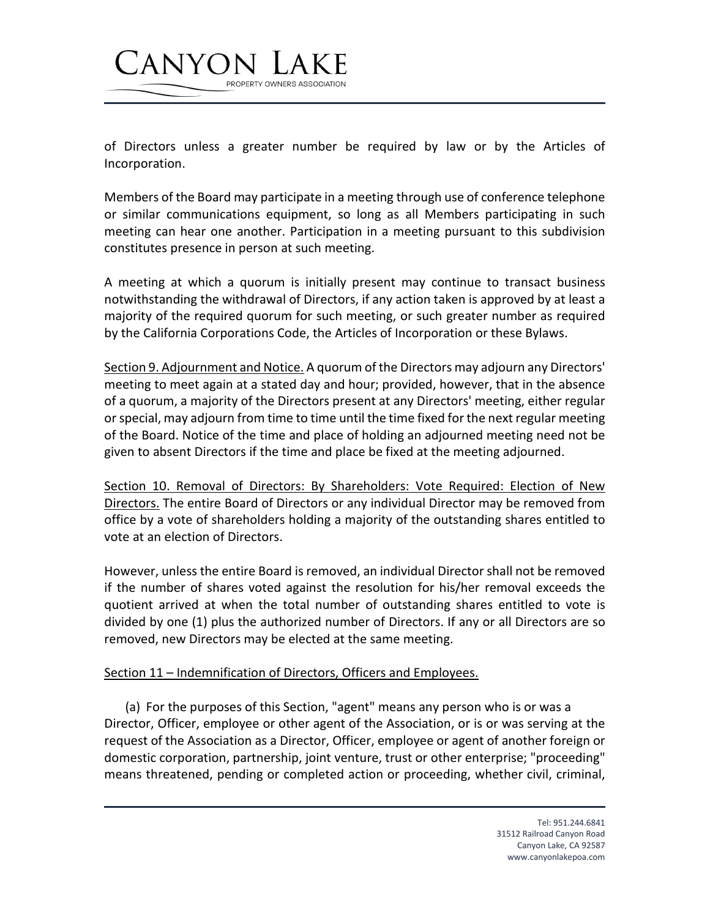of Directors unless a greater number be required by law or by the Articles of Incorporation.

Members of the Board may participate in a meeting through use of conference telephone or similar communications equipment, so long as all Members participating in such meeting can hear one another. Participation in a meeting pursuant to this subdivision constitutes presence in person at such meeting.

A meeting at which a quorum is initially present may continue to transact business notwithstanding the withdrawal of Directors, if any action taken is approved by at least a majority of the required quorum for such meeting, or such greater number as required by the California Corporations Code, the Articles of Incorporation or these Bylaws.

<u>Section 9. Adjournment and Notice.</u> A quorum of the Directors may adjourn any Directors' meeting to meet again at a stated day and hour; provided, however, that in the absence of a quorum, a majority of the Directors present at any Directors' meeting, either regular or special, may adjourn from time to time until the time fixed for the next regular meeting of the Board. Notice of the time and place of holding an adjourned meeting need not be given to absent Directors if the time and place be fixed at the meeting adjourned.

<u>Section 10. Removal of Directors: By Shareholders: Vote Required: Election of New Directors.</u> The entire Board of Directors or any individual Director may be removed from office by a vote of shareholders holding a majority of the outstanding shares entitled to vote at an election of Directors.

However, unless the entire Board is removed, an individual Director shall not be removed if the number of shares voted against the resolution for his/her removal exceeds the quotient arrived at when the total number of outstanding shares entitled to vote is divided by one (1) plus the authorized number of Directors. If any or all Directors are so removed, new Directors may be elected at the same meeting.

<u>Section 11 – Indemnification of Directors, Officers and Employees.</u>

(a) For the purposes of this Section, "agent" means any person who is or was a Director, Officer, employee or other agent of the Association, or is or was serving at the request of the Association as a Director, Officer, employee or agent of another foreign or domestic corporation, partnership, joint venture, trust or other enterprise; "proceeding" means threatened, pending or completed action or proceeding, whether civil, criminal,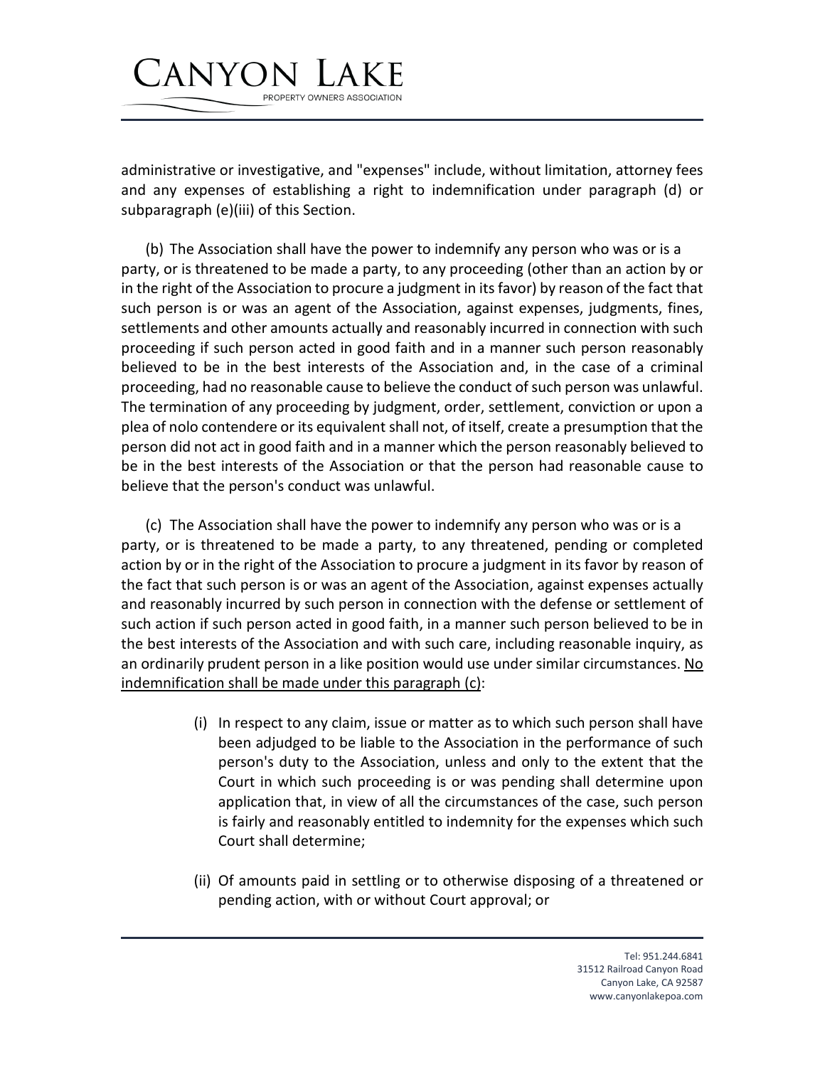administrative or investigative, and "expenses" include, without limitation, attorney fees and any expenses of establishing a right to indemnification under paragraph (d) or subparagraph (e)(iii) of this Section.

(b) The Association shall have the power to indemnify any person who was or is a party, or is threatened to be made a party, to any proceeding (other than an action by or in the right of the Association to procure a judgment in its favor) by reason of the fact that such person is or was an agent of the Association, against expenses, judgments, fines, settlements and other amounts actually and reasonably incurred in connection with such proceeding if such person acted in good faith and in a manner such person reasonably believed to be in the best interests of the Association and, in the case of a criminal proceeding, had no reasonable cause to believe the conduct of such person was unlawful. The termination of any proceeding by judgment, order, settlement, conviction or upon a plea of nolo contendere or its equivalent shall not, of itself, create a presumption that the person did not act in good faith and in a manner which the person reasonably believed to be in the best interests of the Association or that the person had reasonable cause to believe that the person's conduct was unlawful.

(c) The Association shall have the power to indemnify any person who was or is a party, or is threatened to be made a party, to any threatened, pending or completed action by or in the right of the Association to procure a judgment in its favor by reason of the fact that such person is or was an agent of the Association, against expenses actually and reasonably incurred by such person in connection with the defense or settlement of such action if such person acted in good faith, in a manner such person believed to be in the best interests of the Association and with such care, including reasonable inquiry, as an ordinarily prudent person in a like position would use under similar circumstances. <u>No indemnification shall be made under this paragraph (c)</u>:

(i) In respect to any claim, issue or matter as to which such person shall have been adjudged to be liable to the Association in the performance of such person's duty to the Association, unless and only to the extent that the Court in which such proceeding is or was pending shall determine upon application that, in view of all the circumstances of the case, such person is fairly and reasonably entitled to indemnity for the expenses which such Court shall determine;

(ii) Of amounts paid in settling or to otherwise disposing of a threatened or pending action, with or without Court approval; or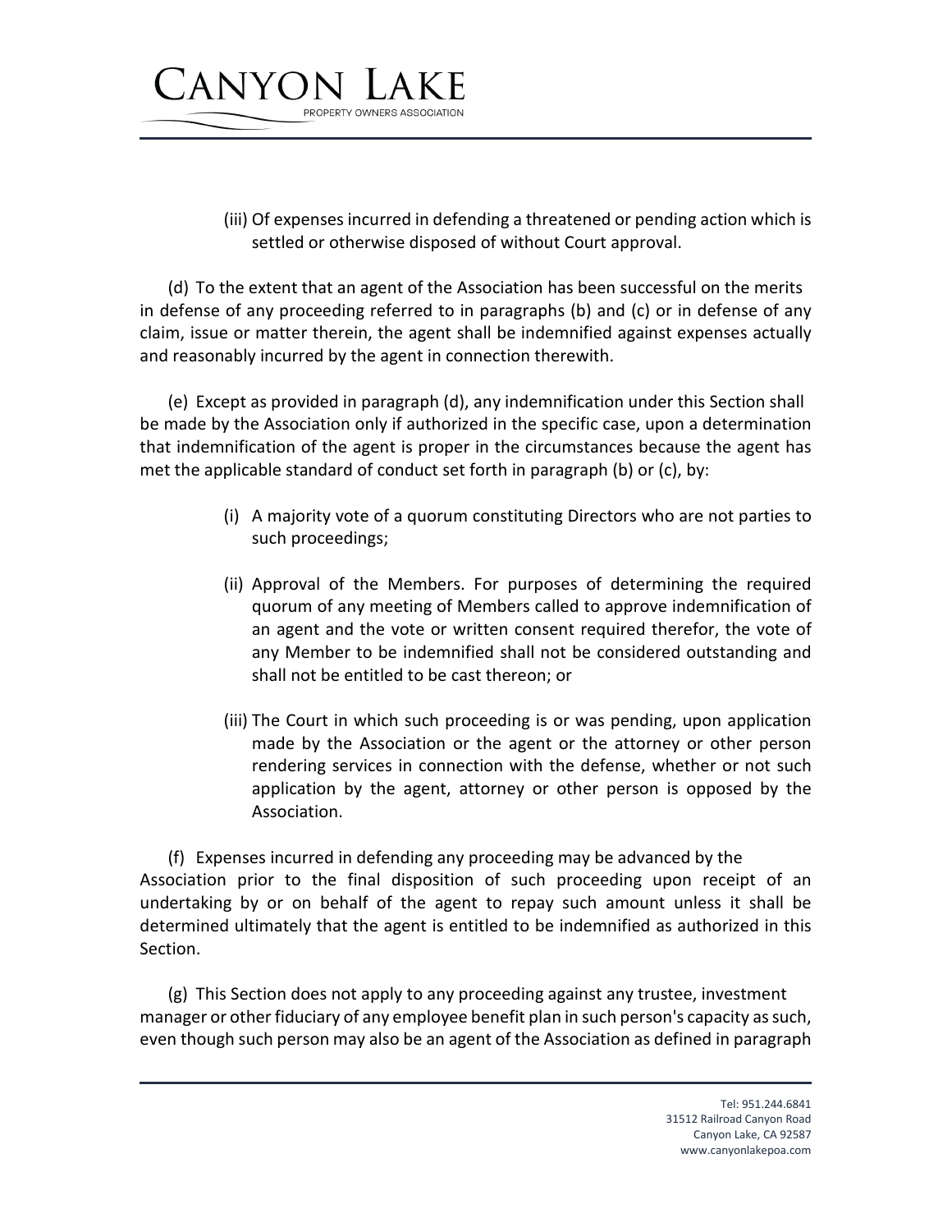(iii) Of expenses incurred in defending a threatened or pending action which is settled or otherwise disposed of without Court approval.

(d) To the extent that an agent of the Association has been successful on the merits in defense of any proceeding referred to in paragraphs (b) and (c) or in defense of any claim, issue or matter therein, the agent shall be indemnified against expenses actually and reasonably incurred by the agent in connection therewith.

(e) Except as provided in paragraph (d), any indemnification under this Section shall be made by the Association only if authorized in the specific case, upon a determination that indemnification of the agent is proper in the circumstances because the agent has met the applicable standard of conduct set forth in paragraph (b) or (c), by:

(i) A majority vote of a quorum constituting Directors who are not parties to such proceedings;

(ii) Approval of the Members. For purposes of determining the required quorum of any meeting of Members called to approve indemnification of an agent and the vote or written consent required therefor, the vote of any Member to be indemnified shall not be considered outstanding and shall not be entitled to be cast thereon; or

(iii) The Court in which such proceeding is or was pending, upon application made by the Association or the agent or the attorney or other person rendering services in connection with the defense, whether or not such application by the agent, attorney or other person is opposed by the Association.

(f) Expenses incurred in defending any proceeding may be advanced by the Association prior to the final disposition of such proceeding upon receipt of an undertaking by or on behalf of the agent to repay such amount unless it shall be determined ultimately that the agent is entitled to be indemnified as authorized in this Section.

(g) This Section does not apply to any proceeding against any trustee, investment manager or other fiduciary of any employee benefit plan in such person's capacity as such, even though such person may also be an agent of the Association as defined in paragraph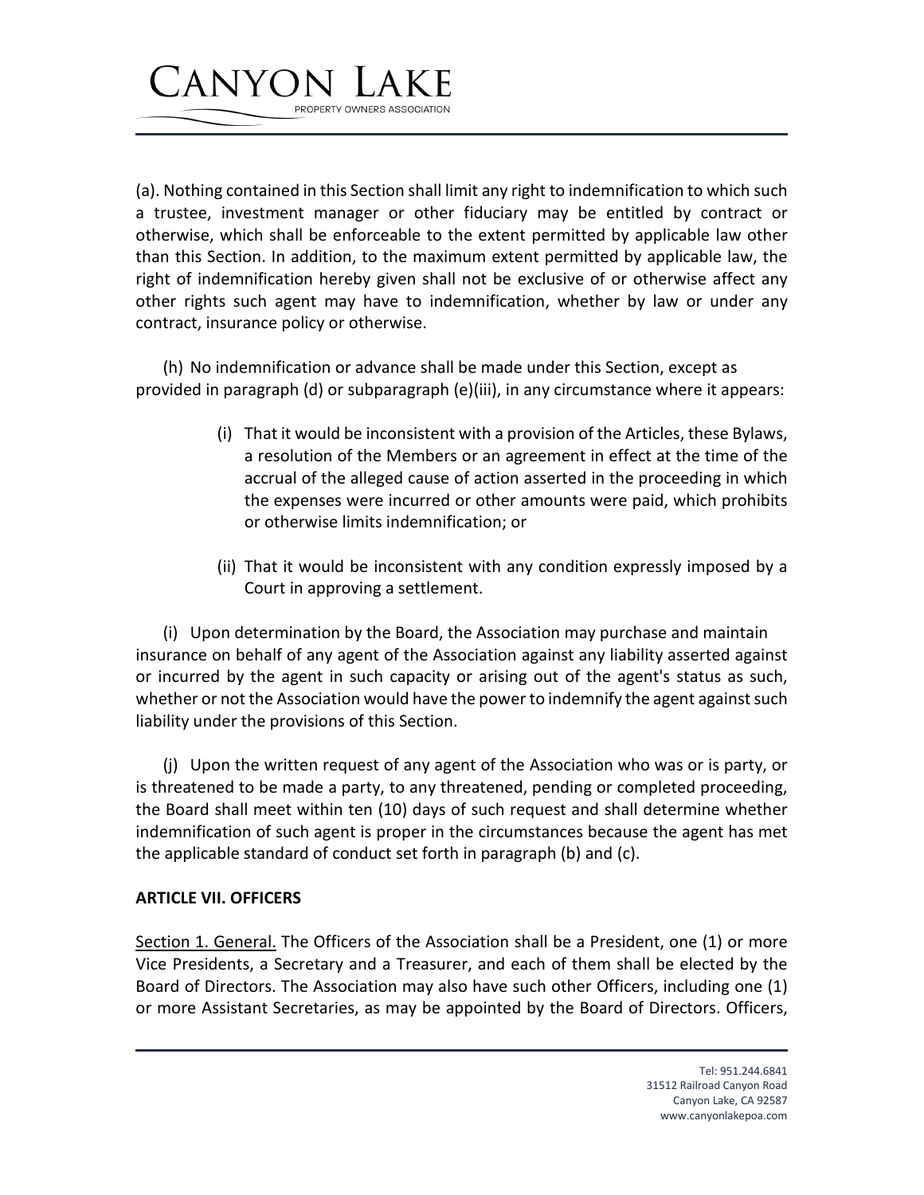(a). Nothing contained in this Section shall limit any right to indemnification to which such a trustee, investment manager or other fiduciary may be entitled by contract or otherwise, which shall be enforceable to the extent permitted by applicable law other than this Section. In addition, to the maximum extent permitted by applicable law, the right of indemnification hereby given shall not be exclusive of or otherwise affect any other rights such agent may have to indemnification, whether by law or under any contract, insurance policy or otherwise.

(h) No indemnification or advance shall be made under this Section, except as provided in paragraph (d) or subparagraph (e)(iii), in any circumstance where it appears:

- (i) That it would be inconsistent with a provision of the Articles, these Bylaws, a resolution of the Members or an agreement in effect at the time of the accrual of the alleged cause of action asserted in the proceeding in which the expenses were incurred or other amounts were paid, which prohibits or otherwise limits indemnification; or

- (ii) That it would be inconsistent with any condition expressly imposed by a Court in approving a settlement.

(i) Upon determination by the Board, the Association may purchase and maintain insurance on behalf of any agent of the Association against any liability asserted against or incurred by the agent in such capacity or arising out of the agent's status as such, whether or not the Association would have the power to indemnify the agent against such liability under the provisions of this Section.

(j) Upon the written request of any agent of the Association who was or is party, or is threatened to be made a party, to any threatened, pending or completed proceeding, the Board shall meet within ten (10) days of such request and shall determine whether indemnification of such agent is proper in the circumstances because the agent has met the applicable standard of conduct set forth in paragraph (b) and (c).

**ARTICLE VII. OFFICERS**

Section 1. General. The Officers of the Association shall be a President, one (1) or more Vice Presidents, a Secretary and a Treasurer, and each of them shall be elected by the Board of Directors. The Association may also have such other Officers, including one (1) or more Assistant Secretaries, as may be appointed by the Board of Directors. Officers,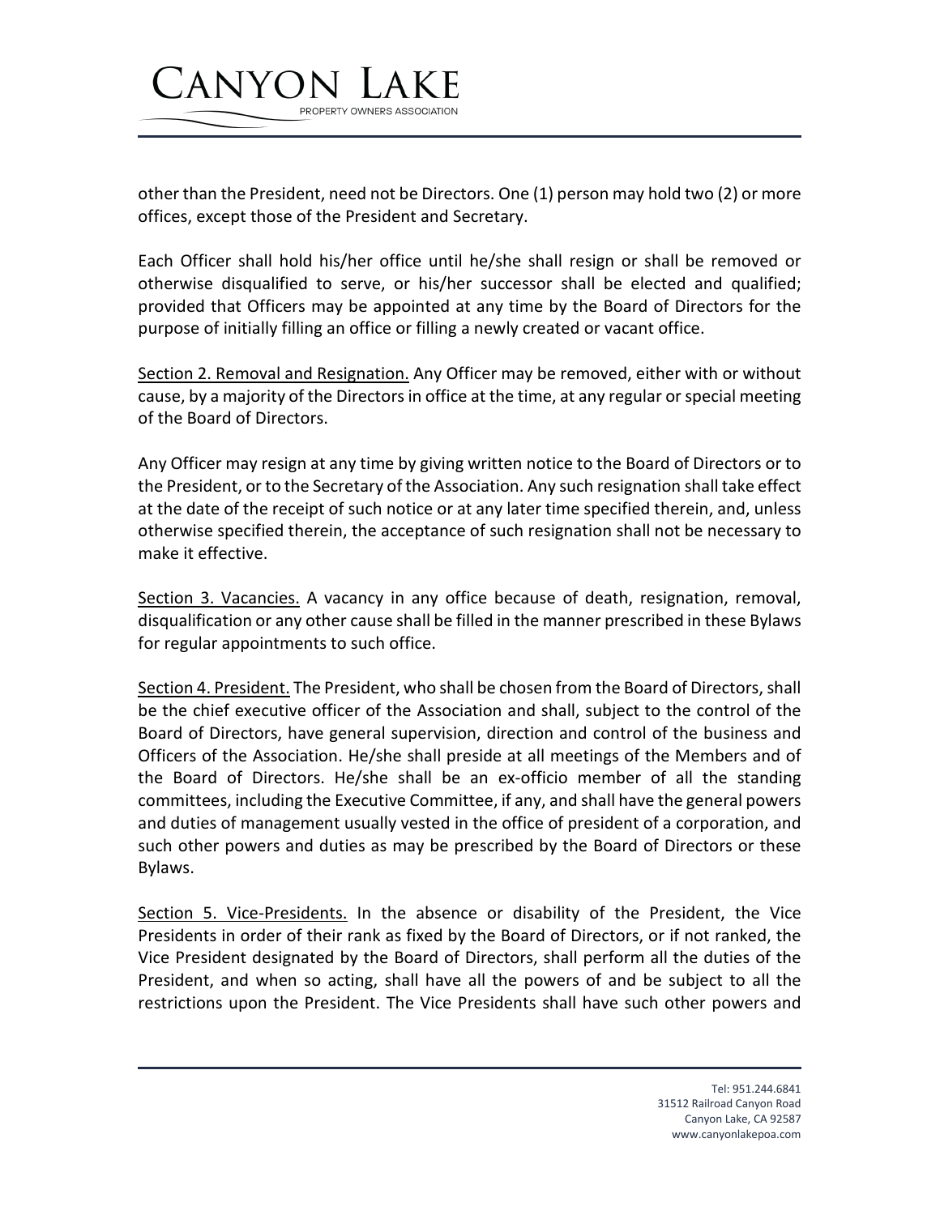other than the President, need not be Directors. One (1) person may hold two (2) or more offices, except those of the President and Secretary.

Each Officer shall hold his/her office until he/she shall resign or shall be removed or otherwise disqualified to serve, or his/her successor shall be elected and qualified; provided that Officers may be appointed at any time by the Board of Directors for the purpose of initially filling an office or filling a newly created or vacant office.

<u>Section 2. Removal and Resignation.</u> Any Officer may be removed, either with or without cause, by a majority of the Directors in office at the time, at any regular or special meeting of the Board of Directors.

Any Officer may resign at any time by giving written notice to the Board of Directors or to the President, or to the Secretary of the Association. Any such resignation shall take effect at the date of the receipt of such notice or at any later time specified therein, and, unless otherwise specified therein, the acceptance of such resignation shall not be necessary to make it effective.

<u>Section 3. Vacancies.</u> A vacancy in any office because of death, resignation, removal, disqualification or any other cause shall be filled in the manner prescribed in these Bylaws for regular appointments to such office.

<u>Section 4. President.</u> The President, who shall be chosen from the Board of Directors, shall be the chief executive officer of the Association and shall, subject to the control of the Board of Directors, have general supervision, direction and control of the business and Officers of the Association. He/she shall preside at all meetings of the Members and of the Board of Directors. He/she shall be an ex-officio member of all the standing committees, including the Executive Committee, if any, and shall have the general powers and duties of management usually vested in the office of president of a corporation, and such other powers and duties as may be prescribed by the Board of Directors or these Bylaws.

<u>Section 5. Vice-Presidents.</u> In the absence or disability of the President, the Vice Presidents in order of their rank as fixed by the Board of Directors, or if not ranked, the Vice President designated by the Board of Directors, shall perform all the duties of the President, and when so acting, shall have all the powers of and be subject to all the restrictions upon the President. The Vice Presidents shall have such other powers and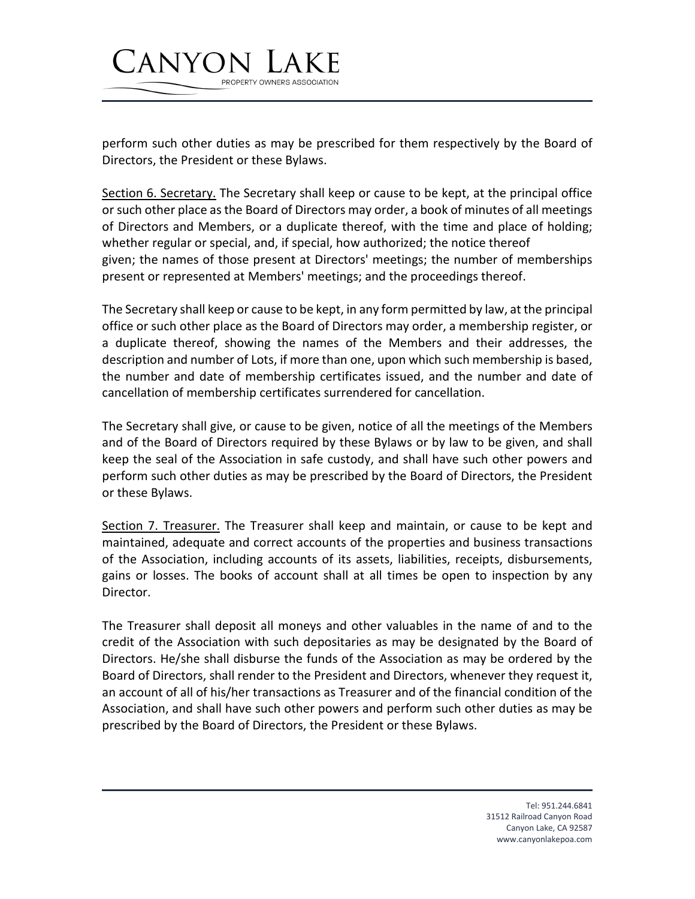perform such other duties as may be prescribed for them respectively by the Board of Directors, the President or these Bylaws.

<u>Section 6. Secretary.</u> The Secretary shall keep or cause to be kept, at the principal office or such other place as the Board of Directors may order, a book of minutes of all meetings of Directors and Members, or a duplicate thereof, with the time and place of holding; whether regular or special, and, if special, how authorized; the notice thereof given; the names of those present at Directors' meetings; the number of memberships present or represented at Members' meetings; and the proceedings thereof.

The Secretary shall keep or cause to be kept, in any form permitted by law, at the principal office or such other place as the Board of Directors may order, a membership register, or a duplicate thereof, showing the names of the Members and their addresses, the description and number of Lots, if more than one, upon which such membership is based, the number and date of membership certificates issued, and the number and date of cancellation of membership certificates surrendered for cancellation.

The Secretary shall give, or cause to be given, notice of all the meetings of the Members and of the Board of Directors required by these Bylaws or by law to be given, and shall keep the seal of the Association in safe custody, and shall have such other powers and perform such other duties as may be prescribed by the Board of Directors, the President or these Bylaws.

<u>Section 7. Treasurer.</u> The Treasurer shall keep and maintain, or cause to be kept and maintained, adequate and correct accounts of the properties and business transactions of the Association, including accounts of its assets, liabilities, receipts, disbursements, gains or losses. The books of account shall at all times be open to inspection by any Director.

The Treasurer shall deposit all moneys and other valuables in the name of and to the credit of the Association with such depositaries as may be designated by the Board of Directors. He/she shall disburse the funds of the Association as may be ordered by the Board of Directors, shall render to the President and Directors, whenever they request it, an account of all of his/her transactions as Treasurer and of the financial condition of the Association, and shall have such other powers and perform such other duties as may be prescribed by the Board of Directors, the President or these Bylaws.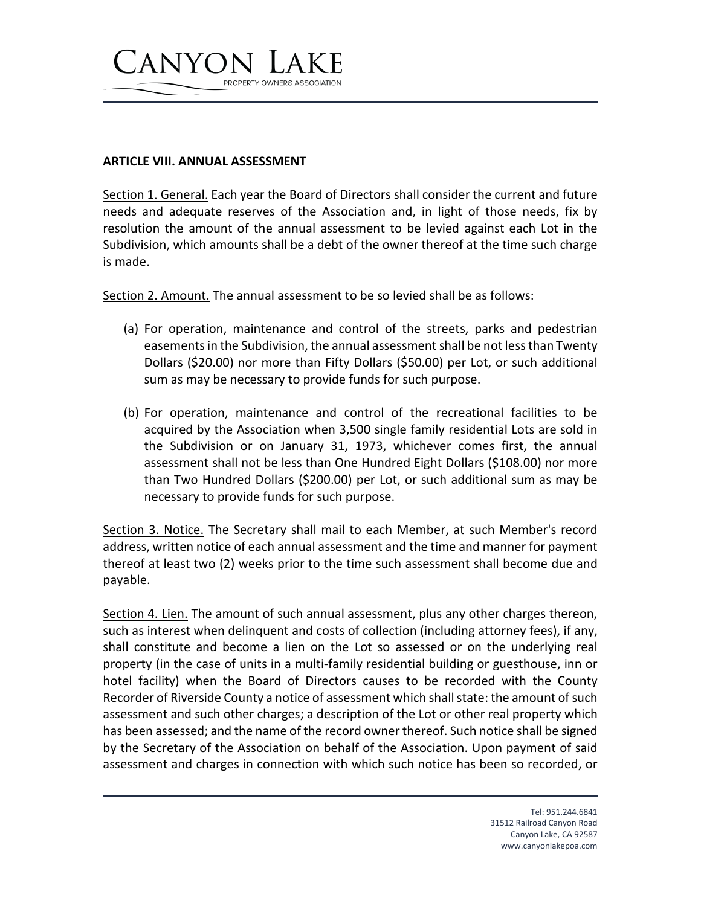## ARTICLE VIII. ANNUAL ASSESSMENT

Section 1. General. Each year the Board of Directors shall consider the current and future needs and adequate reserves of the Association and, in light of those needs, fix by resolution the amount of the annual assessment to be levied against each Lot in the Subdivision, which amounts shall be a debt of the owner thereof at the time such charge is made.

Section 2. Amount. The annual assessment to be so levied shall be as follows:

(a) For operation, maintenance and control of the streets, parks and pedestrian easements in the Subdivision, the annual assessment shall be not less than Twenty Dollars ($20.00) nor more than Fifty Dollars ($50.00) per Lot, or such additional sum as may be necessary to provide funds for such purpose.

(b) For operation, maintenance and control of the recreational facilities to be acquired by the Association when 3,500 single family residential Lots are sold in the Subdivision or on January 31, 1973, whichever comes first, the annual assessment shall not be less than One Hundred Eight Dollars ($108.00) nor more than Two Hundred Dollars ($200.00) per Lot, or such additional sum as may be necessary to provide funds for such purpose.

Section 3. Notice. The Secretary shall mail to each Member, at such Member's record address, written notice of each annual assessment and the time and manner for payment thereof at least two (2) weeks prior to the time such assessment shall become due and payable.

Section 4. Lien. The amount of such annual assessment, plus any other charges thereon, such as interest when delinquent and costs of collection (including attorney fees), if any, shall constitute and become a lien on the Lot so assessed or on the underlying real property (in the case of units in a multi-family residential building or guesthouse, inn or hotel facility) when the Board of Directors causes to be recorded with the County Recorder of Riverside County a notice of assessment which shall state: the amount of such assessment and such other charges; a description of the Lot or other real property which has been assessed; and the name of the record owner thereof. Such notice shall be signed by the Secretary of the Association on behalf of the Association. Upon payment of said assessment and charges in connection with which such notice has been so recorded, or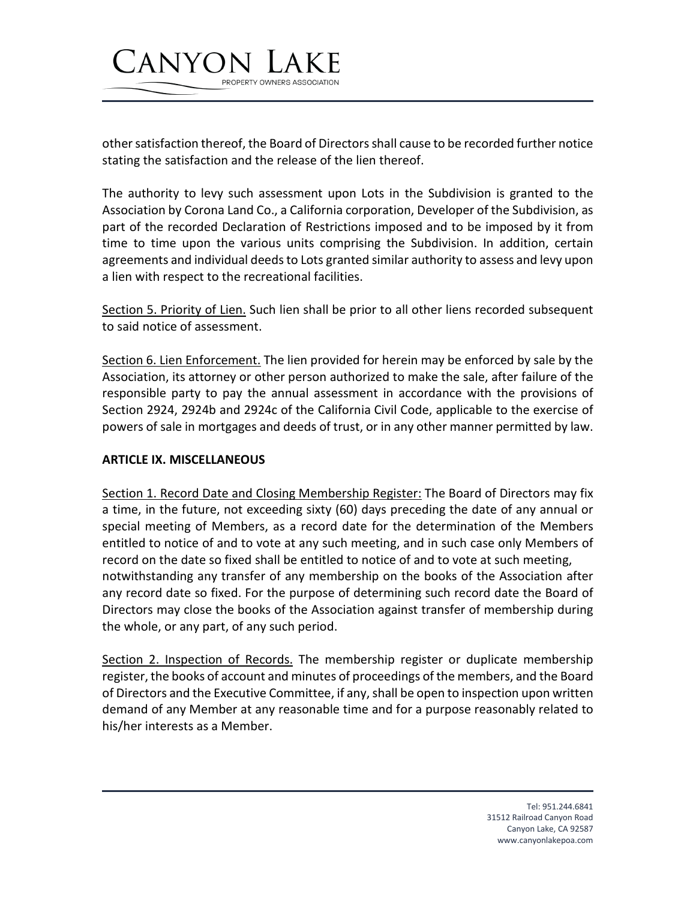other satisfaction thereof, the Board of Directors shall cause to be recorded further notice stating the satisfaction and the release of the lien thereof.

The authority to levy such assessment upon Lots in the Subdivision is granted to the Association by Corona Land Co., a California corporation, Developer of the Subdivision, as part of the recorded Declaration of Restrictions imposed and to be imposed by it from time to time upon the various units comprising the Subdivision. In addition, certain agreements and individual deeds to Lots granted similar authority to assess and levy upon a lien with respect to the recreational facilities.

<u>Section 5. Priority of Lien.</u> Such lien shall be prior to all other liens recorded subsequent to said notice of assessment.

<u>Section 6. Lien Enforcement.</u> The lien provided for herein may be enforced by sale by the Association, its attorney or other person authorized to make the sale, after failure of the responsible party to pay the annual assessment in accordance with the provisions of Section 2924, 2924b and 2924c of the California Civil Code, applicable to the exercise of powers of sale in mortgages and deeds of trust, or in any other manner permitted by law.

**ARTICLE IX. MISCELLANEOUS**

<u>Section 1. Record Date and Closing Membership Register:</u> The Board of Directors may fix a time, in the future, not exceeding sixty (60) days preceding the date of any annual or special meeting of Members, as a record date for the determination of the Members entitled to notice of and to vote at any such meeting, and in such case only Members of record on the date so fixed shall be entitled to notice of and to vote at such meeting, notwithstanding any transfer of any membership on the books of the Association after any record date so fixed. For the purpose of determining such record date the Board of Directors may close the books of the Association against transfer of membership during the whole, or any part, of any such period.

<u>Section 2. Inspection of Records.</u> The membership register or duplicate membership register, the books of account and minutes of proceedings of the members, and the Board of Directors and the Executive Committee, if any, shall be open to inspection upon written demand of any Member at any reasonable time and for a purpose reasonably related to his/her interests as a Member.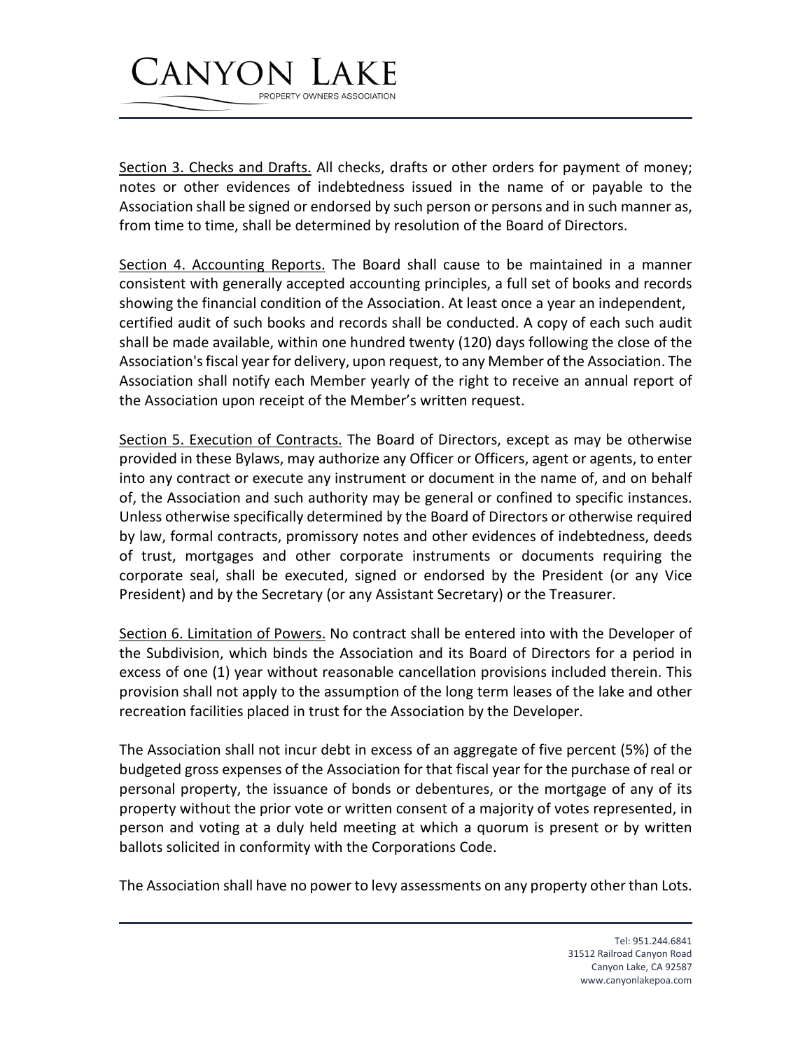Section 3. Checks and Drafts. All checks, drafts or other orders for payment of money; notes or other evidences of indebtedness issued in the name of or payable to the Association shall be signed or endorsed by such person or persons and in such manner as, from time to time, shall be determined by resolution of the Board of Directors.

Section 4. Accounting Reports. The Board shall cause to be maintained in a manner consistent with generally accepted accounting principles, a full set of books and records showing the financial condition of the Association. At least once a year an independent, certified audit of such books and records shall be conducted. A copy of each such audit shall be made available, within one hundred twenty (120) days following the close of the Association's fiscal year for delivery, upon request, to any Member of the Association. The Association shall notify each Member yearly of the right to receive an annual report of the Association upon receipt of the Member's written request.

Section 5. Execution of Contracts. The Board of Directors, except as may be otherwise provided in these Bylaws, may authorize any Officer or Officers, agent or agents, to enter into any contract or execute any instrument or document in the name of, and on behalf of, the Association and such authority may be general or confined to specific instances. Unless otherwise specifically determined by the Board of Directors or otherwise required by law, formal contracts, promissory notes and other evidences of indebtedness, deeds of trust, mortgages and other corporate instruments or documents requiring the corporate seal, shall be executed, signed or endorsed by the President (or any Vice President) and by the Secretary (or any Assistant Secretary) or the Treasurer.

Section 6. Limitation of Powers. No contract shall be entered into with the Developer of the Subdivision, which binds the Association and its Board of Directors for a period in excess of one (1) year without reasonable cancellation provisions included therein. This provision shall not apply to the assumption of the long term leases of the lake and other recreation facilities placed in trust for the Association by the Developer.

The Association shall not incur debt in excess of an aggregate of five percent (5%) of the budgeted gross expenses of the Association for that fiscal year for the purchase of real or personal property, the issuance of bonds or debentures, or the mortgage of any of its property without the prior vote or written consent of a majority of votes represented, in person and voting at a duly held meeting at which a quorum is present or by written ballots solicited in conformity with the Corporations Code.

The Association shall have no power to levy assessments on any property other than Lots.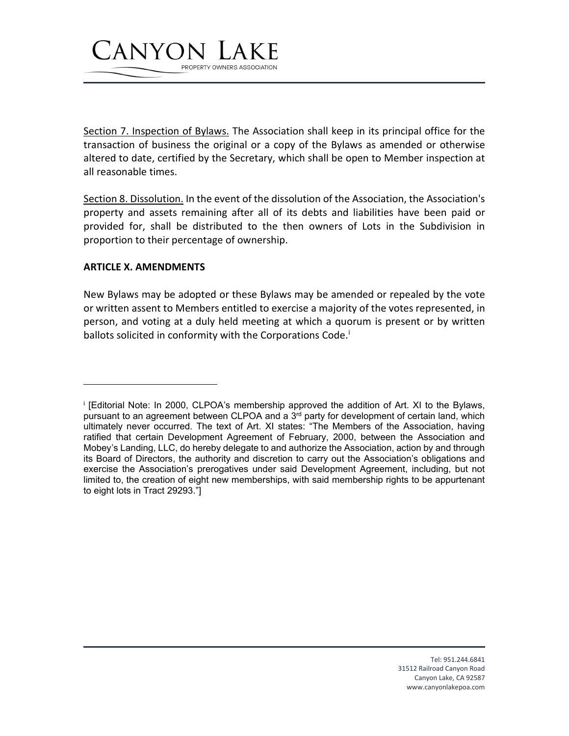Section 7. Inspection of Bylaws. The Association shall keep in its principal office for the transaction of business the original or a copy of the Bylaws as amended or otherwise altered to date, certified by the Secretary, which shall be open to Member inspection at all reasonable times.

Section 8. Dissolution. In the event of the dissolution of the Association, the Association's property and assets remaining after all of its debts and liabilities have been paid or provided for, shall be distributed to the then owners of Lots in the Subdivision in proportion to their percentage of ownership.

**ARTICLE X. AMENDMENTS**

New Bylaws may be adopted or these Bylaws may be amended or repealed by the vote or written assent to Members entitled to exercise a majority of the votes represented, in person, and voting at a duly held meeting at which a quorum is present or by written ballots solicited in conformity with the Corporations Code.[i]

---

[i] [Editorial Note: In 2000, CLPOA's membership approved the addition of Art. XI to the Bylaws, pursuant to an agreement between CLPOA and a 3rd party for development of certain land, which ultimately never occurred. The text of Art. XI states: "The Members of the Association, having ratified that certain Development Agreement of February, 2000, between the Association and Mobey's Landing, LLC, do hereby delegate to and authorize the Association, action by and through its Board of Directors, the authority and discretion to carry out the Association's obligations and exercise the Association's prerogatives under said Development Agreement, including, but not limited to, the creation of eight new memberships, with said membership rights to be appurtenant to eight lots in Tract 29293."]